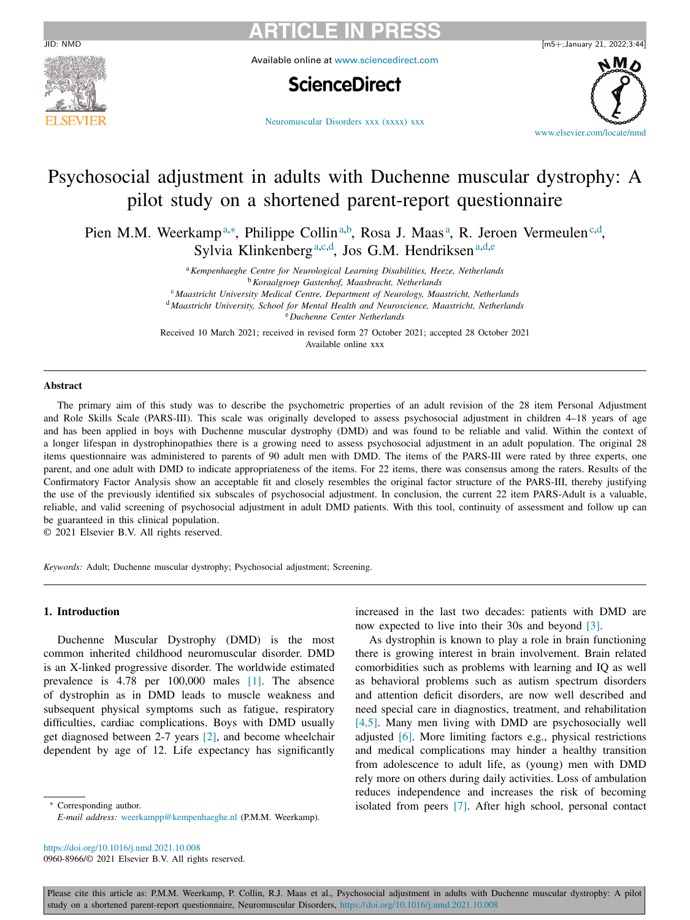# Psychosocial adjustment in adults with Duchenne muscular dystrophy: A pilot study on a shortened parent-report questionnaire

Pien M.M. Weerkamp[a,*], Philippe Collin[a,b], Rosa J. Maas[a], R. Jeroen Vermeulen[c,d], Sylvia Klinkenberg[a,c,d], Jos G.M. Hendriksen[a,d,e]

[a] *Kempenhaeghe Centre for Neurological Learning Disabilities, Heeze, Netherlands*
[b] *Koraalgroep Gastenhof, Maasbracht, Netherlands*
[c] *Maastricht University Medical Centre, Department of Neurology, Maastricht, Netherlands*
[d] *Maastricht University, School for Mental Health and Neuroscience, Maastricht, Netherlands*
[e] *Duchenne Center Netherlands*

Received 10 March 2021; received in revised form 27 October 2021; accepted 28 October 2021
Available online xxx

## Abstract

The primary aim of this study was to describe the psychometric properties of an adult revision of the 28 item Personal Adjustment and Role Skills Scale (PARS-III). This scale was originally developed to assess psychosocial adjustment in children 4–18 years of age and has been applied in boys with Duchenne muscular dystrophy (DMD) and was found to be reliable and valid. Within the context of a longer lifespan in dystrophinopathies there is a growing need to assess psychosocial adjustment in an adult population. The original 28 items questionnaire was administered to parents of 90 adult men with DMD. The items of the PARS-III were rated by three experts, one parent, and one adult with DMD to indicate appropriateness of the items. For 22 items, there was consensus among the raters. Results of the Confirmatory Factor Analysis show an acceptable fit and closely resembles the original factor structure of the PARS-III, thereby justifying the use of the previously identified six subscales of psychosocial adjustment. In conclusion, the current 22 item PARS-Adult is a valuable, reliable, and valid screening of psychosocial adjustment in adult DMD patients. With this tool, continuity of assessment and follow up can be guaranteed in this clinical population.

© 2021 Elsevier B.V. All rights reserved.

*Keywords:* Adult; Duchenne muscular dystrophy; Psychosocial adjustment; Screening.

## 1. Introduction

Duchenne Muscular Dystrophy (DMD) is the most common inherited childhood neuromuscular disorder. DMD is an X-linked progressive disorder. The worldwide estimated prevalence is 4.78 per 100,000 males [1]. The absence of dystrophin as in DMD leads to muscle weakness and subsequent physical symptoms such as fatigue, respiratory difficulties, cardiac complications. Boys with DMD usually get diagnosed between 2-7 years [2], and become wheelchair dependent by age of 12. Life expectancy has significantly increased in the last two decades: patients with DMD are now expected to live into their 30s and beyond [3].

As dystrophin is known to play a role in brain functioning there is growing interest in brain involvement. Brain related comorbidities such as problems with learning and IQ as well as behavioral problems such as autism spectrum disorders and attention deficit disorders, are now well described and need special care in diagnostics, treatment, and rehabilitation [4,5]. Many men living with DMD are psychosocially well adjusted [6]. More limiting factors e.g., physical restrictions and medical complications may hinder a healthy transition from adolescence to adult life, as (young) men with DMD rely more on others during daily activities. Loss of ambulation reduces independence and increases the risk of becoming isolated from peers [7]. After high school, personal contact

\* Corresponding author.
*E-mail address:* weerkampp@kempenhaeghe.nl (P.M.M. Weerkamp).

https://doi.org/10.1016/j.nmd.2021.10.008
0960-8966/© 2021 Elsevier B.V. All rights reserved.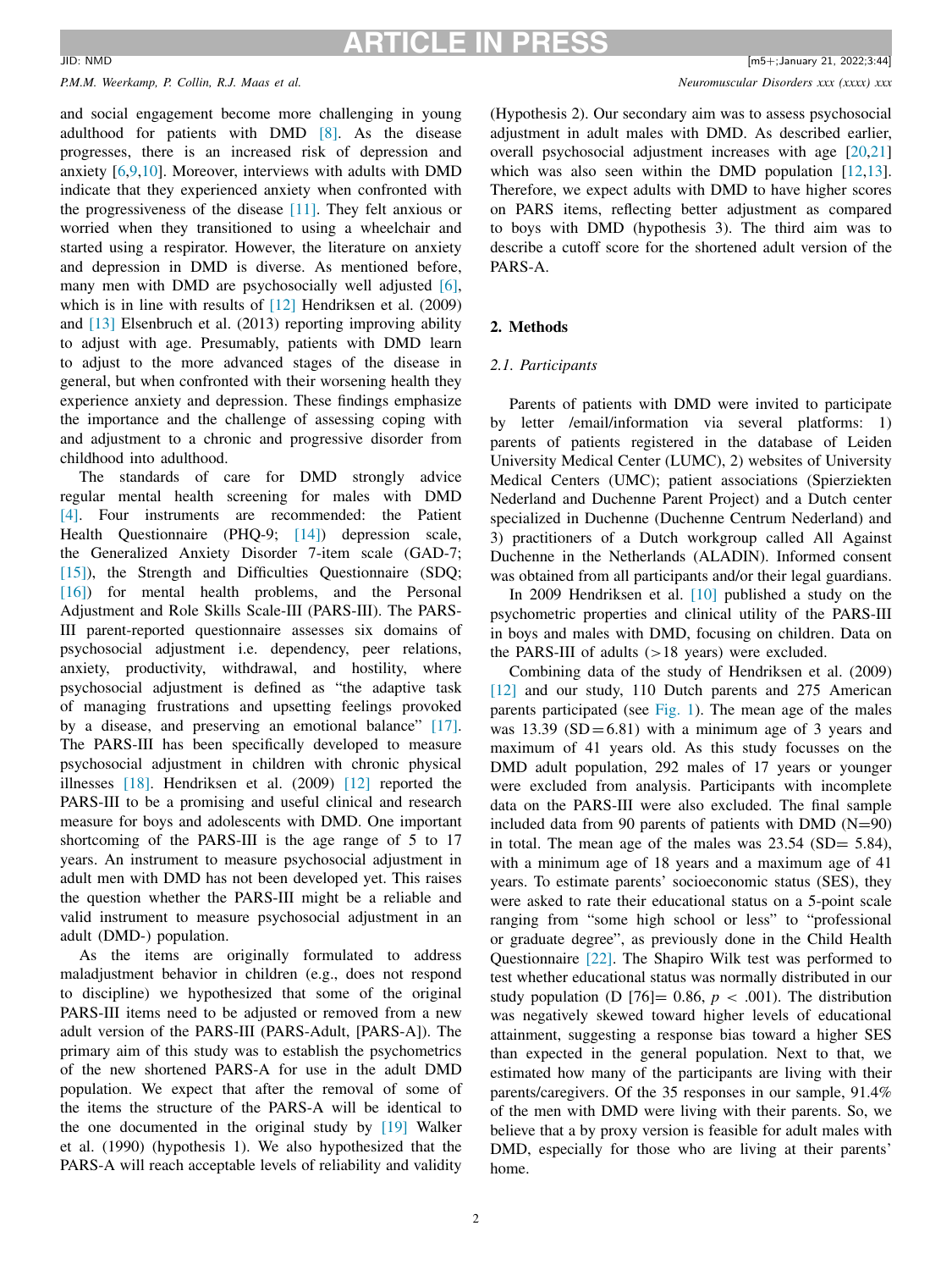and social engagement become more challenging in young adulthood for patients with DMD [8]. As the disease progresses, there is an increased risk of depression and anxiety [6,9,10]. Moreover, interviews with adults with DMD indicate that they experienced anxiety when confronted with the progressiveness of the disease [11]. They felt anxious or worried when they transitioned to using a wheelchair and started using a respirator. However, the literature on anxiety and depression in DMD is diverse. As mentioned before, many men with DMD are psychosocially well adjusted [6], which is in line with results of [12] Hendriksen et al. (2009) and [13] Elsenbruch et al. (2013) reporting improving ability to adjust with age. Presumably, patients with DMD learn to adjust to the more advanced stages of the disease in general, but when confronted with their worsening health they experience anxiety and depression. These findings emphasize the importance and the challenge of assessing coping with and adjustment to a chronic and progressive disorder from childhood into adulthood.

The standards of care for DMD strongly advice regular mental health screening for males with DMD [4]. Four instruments are recommended: the Patient Health Questionnaire (PHQ-9; [14]) depression scale, the Generalized Anxiety Disorder 7-item scale (GAD-7; [15]), the Strength and Difficulties Questionnaire (SDQ; [16]) for mental health problems, and the Personal Adjustment and Role Skills Scale-III (PARS-III). The PARS-III parent-reported questionnaire assesses six domains of psychosocial adjustment i.e. dependency, peer relations, anxiety, productivity, withdrawal, and hostility, where psychosocial adjustment is defined as "the adaptive task of managing frustrations and upsetting feelings provoked by a disease, and preserving an emotional balance" [17]. The PARS-III has been specifically developed to measure psychosocial adjustment in children with chronic physical illnesses [18]. Hendriksen et al. (2009) [12] reported the PARS-III to be a promising and useful clinical and research measure for boys and adolescents with DMD. One important shortcoming of the PARS-III is the age range of 5 to 17 years. An instrument to measure psychosocial adjustment in adult men with DMD has not been developed yet. This raises the question whether the PARS-III might be a reliable and valid instrument to measure psychosocial adjustment in an adult (DMD-) population.

As the items are originally formulated to address maladjustment behavior in children (e.g., does not respond to discipline) we hypothesized that some of the original PARS-III items need to be adjusted or removed from a new adult version of the PARS-III (PARS-Adult, [PARS-A]). The primary aim of this study was to establish the psychometrics of the new shortened PARS-A for use in the adult DMD population. We expect that after the removal of some of the items the structure of the PARS-A will be identical to the one documented in the original study by [19] Walker et al. (1990) (hypothesis 1). We also hypothesized that the PARS-A will reach acceptable levels of reliability and validity (Hypothesis 2). Our secondary aim was to assess psychosocial adjustment in adult males with DMD. As described earlier, overall psychosocial adjustment increases with age [20,21] which was also seen within the DMD population [12,13]. Therefore, we expect adults with DMD to have higher scores on PARS items, reflecting better adjustment as compared to boys with DMD (hypothesis 3). The third aim was to describe a cutoff score for the shortened adult version of the PARS-A.

## 2. Methods

### 2.1. Participants

Parents of patients with DMD were invited to participate by letter /email/information via several platforms: 1) parents of patients registered in the database of Leiden University Medical Center (LUMC), 2) websites of University Medical Centers (UMC); patient associations (Spierziekten Nederland and Duchenne Parent Project) and a Dutch center specialized in Duchenne (Duchenne Centrum Nederland) and 3) practitioners of a Dutch workgroup called All Against Duchenne in the Netherlands (ALADIN). Informed consent was obtained from all participants and/or their legal guardians.

In 2009 Hendriksen et al. [10] published a study on the psychometric properties and clinical utility of the PARS-III in boys and males with DMD, focusing on children. Data on the PARS-III of adults (>18 years) were excluded.

Combining data of the study of Hendriksen et al. (2009) [12] and our study, 110 Dutch parents and 275 American parents participated (see Fig. 1). The mean age of the males was 13.39 (SD = 6.81) with a minimum age of 3 years and maximum of 41 years old. As this study focusses on the DMD adult population, 292 males of 17 years or younger were excluded from analysis. Participants with incomplete data on the PARS-III were also excluded. The final sample included data from 90 parents of patients with DMD (N = 90) in total. The mean age of the males was 23.54 (SD= 5.84), with a minimum age of 18 years and a maximum age of 41 years. To estimate parents' socioeconomic status (SES), they were asked to rate their educational status on a 5-point scale ranging from "some high school or less" to "professional or graduate degree", as previously done in the Child Health Questionnaire [22]. The Shapiro Wilk test was performed to test whether educational status was normally distributed in our study population (D [76]= 0.86, $p < .001$). The distribution was negatively skewed toward higher levels of educational attainment, suggesting a response bias toward a higher SES than expected in the general population. Next to that, we estimated how many of the participants are living with their parents/caregivers. Of the 35 responses in our sample, 91.4% of the men with DMD were living with their parents. So, we believe that a by proxy version is feasible for adult males with DMD, especially for those who are living at their parents' home.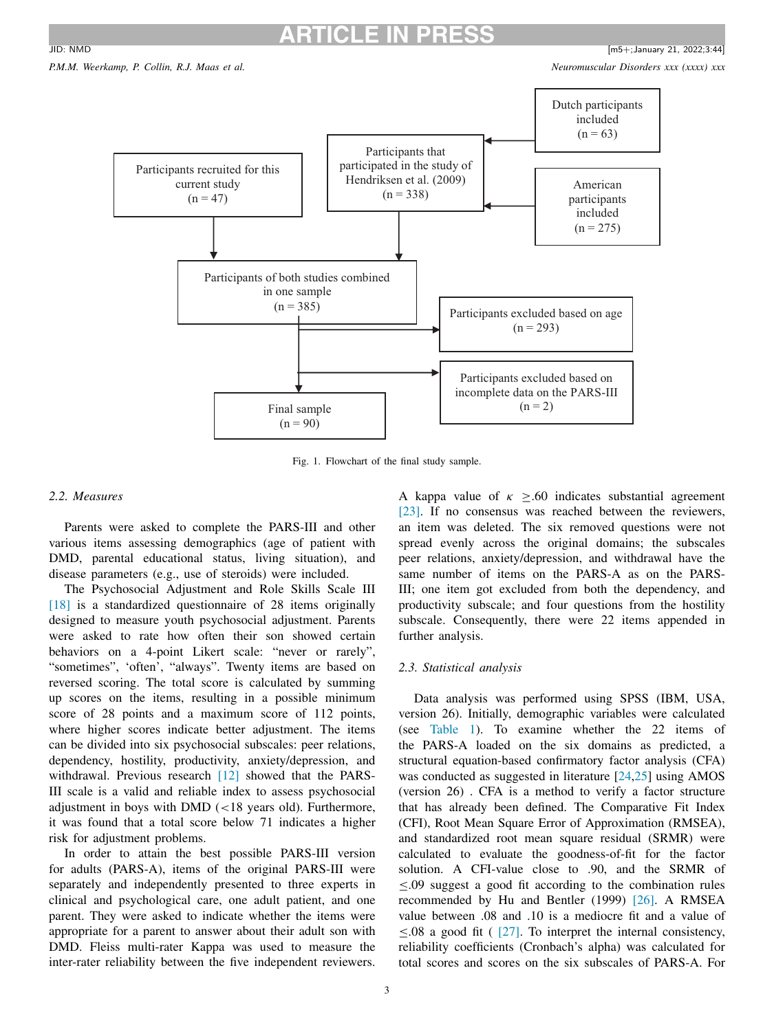Dutch participants included (n = 63)

American participants included (n = 275)

Participants recruited for this current study (n = 47)

Participants that participated in the study of Hendriksen et al. (2009) (n = 338)

Participants of both studies combined in one sample (n = 385)

Participants excluded based on age (n = 293)

Participants excluded based on incomplete data on the PARS-III (n = 2)

Final sample (n = 90)

Fig. 1. Flowchart of the final study sample.

### 2.2. Measures

Parents were asked to complete the PARS-III and other various items assessing demographics (age of patient with DMD, parental educational status, living situation), and disease parameters (e.g., use of steroids) were included.

The Psychosocial Adjustment and Role Skills Scale III [18] is a standardized questionnaire of 28 items originally designed to measure youth psychosocial adjustment. Parents were asked to rate how often their son showed certain behaviors on a 4-point Likert scale: "never or rarely", "sometimes", 'often', "always". Twenty items are based on reversed scoring. The total score is calculated by summing up scores on the items, resulting in a possible minimum score of 28 points and a maximum score of 112 points, where higher scores indicate better adjustment. The items can be divided into six psychosocial subscales: peer relations, dependency, hostility, productivity, anxiety/depression, and withdrawal. Previous research [12] showed that the PARS-III scale is a valid and reliable index to assess psychosocial adjustment in boys with DMD (<18 years old). Furthermore, it was found that a total score below 71 indicates a higher risk for adjustment problems.

In order to attain the best possible PARS-III version for adults (PARS-A), items of the original PARS-III were separately and independently presented to three experts in clinical and psychological care, one adult patient, and one parent. They were asked to indicate whether the items were appropriate for a parent to answer about their adult son with DMD. Fleiss multi-rater Kappa was used to measure the inter-rater reliability between the five independent reviewers. A kappa value of $\kappa \geq .60$ indicates substantial agreement [23]. If no consensus was reached between the reviewers, an item was deleted. The six removed questions were not spread evenly across the original domains; the subscales peer relations, anxiety/depression, and withdrawal have the same number of items on the PARS-A as on the PARS-III; one item got excluded from both the dependency, and productivity subscale; and four questions from the hostility subscale. Consequently, there were 22 items appended in further analysis.

### 2.3. Statistical analysis

Data analysis was performed using SPSS (IBM, USA, version 26). Initially, demographic variables were calculated (see Table 1). To examine whether the 22 items of the PARS-A loaded on the six domains as predicted, a structural equation-based confirmatory factor analysis (CFA) was conducted as suggested in literature [24,25] using AMOS (version 26) . CFA is a method to verify a factor structure that has already been defined. The Comparative Fit Index (CFI), Root Mean Square Error of Approximation (RMSEA), and standardized root mean square residual (SRMR) were calculated to evaluate the goodness-of-fit for the factor solution. A CFI-value close to .90, and the SRMR of ≤.09 suggest a good fit according to the combination rules recommended by Hu and Bentler (1999) [26]. A RMSEA value between .08 and .10 is a mediocre fit and a value of ≤.08 a good fit ( [27]. To interpret the internal consistency, reliability coefficients (Cronbach's alpha) was calculated for total scores and scores on the six subscales of PARS-A. For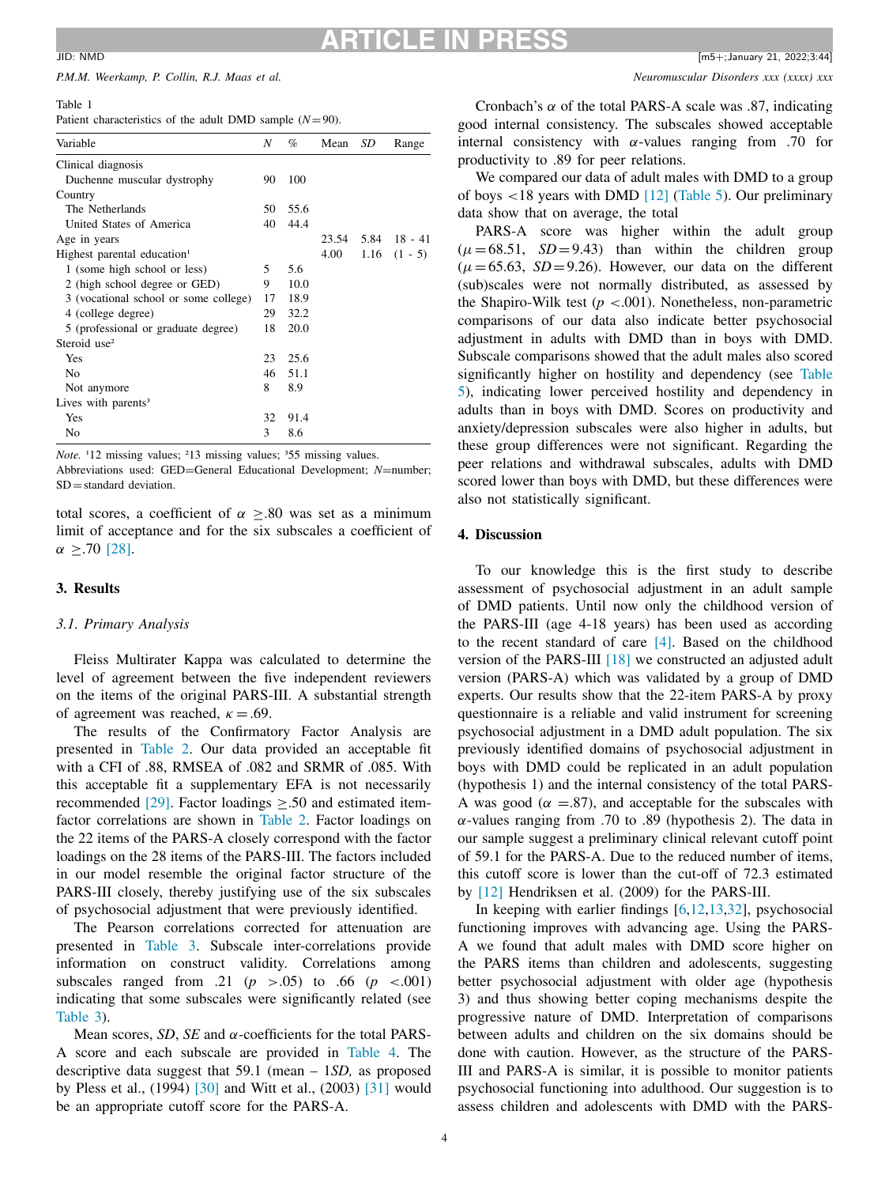Table 1
Patient characteristics of the adult DMD sample ($N$=90).

| Variable | N | % | Mean | SD | Range |
|---|---|---|---|---|---|
| Clinical diagnosis | | | | | |
| Duchenne muscular dystrophy | 90 | 100 | | | |
| Country | | | | | |
| The Netherlands | 50 | 55.6 | | | |
| United States of America | 40 | 44.4 | | | |
| Age in years | | | 23.54 | 5.84 | 18 - 41 |
| Highest parental education[1] | | | 4.00 | 1.16 | (1 - 5) |
| 1 (some high school or less) | 5 | 5.6 | | | |
| 2 (high school degree or GED) | 9 | 10.0 | | | |
| 3 (vocational school or some college) | 17 | 18.9 | | | |
| 4 (college degree) | 29 | 32.2 | | | |
| 5 (professional or graduate degree) | 18 | 20.0 | | | |
| Steroid use[2] | | | | | |
| Yes | 23 | 25.6 | | | |
| No | 46 | 51.1 | | | |
| Not anymore | 8 | 8.9 | | | |
| Lives with parents[3] | | | | | |
| Yes | 32 | 91.4 | | | |
| No | 3 | 8.6 | | | |

*Note.* [1]12 missing values; [2]13 missing values; [3]55 missing values.
Abbreviations used: GED=General Educational Development; $N$=number; SD=standard deviation.

total scores, a coefficient of $\alpha \geq .80$ was set as a minimum limit of acceptance and for the six subscales a coefficient of $\alpha \geq .70$ [28].

## 3. Results

### 3.1. Primary Analysis

Fleiss Multirater Kappa was calculated to determine the level of agreement between the five independent reviewers on the items of the original PARS-III. A substantial strength of agreement was reached, $\kappa = .69$.

The results of the Confirmatory Factor Analysis are presented in Table 2. Our data provided an acceptable fit with a CFI of .88, RMSEA of .082 and SRMR of .085. With this acceptable fit a supplementary EFA is not necessarily recommended [29]. Factor loadings $\geq .50$ and estimated item-factor correlations are shown in Table 2. Factor loadings on the 22 items of the PARS-A closely correspond with the factor loadings on the 28 items of the PARS-III. The factors included in our model resemble the original factor structure of the PARS-III closely, thereby justifying use of the six subscales of psychosocial adjustment that were previously identified.

The Pearson correlations corrected for attenuation are presented in Table 3. Subscale inter-correlations provide information on construct validity. Correlations among subscales ranged from .21 ($p$ >.05) to .66 ($p$ <.001) indicating that some subscales were significantly related (see Table 3).

Mean scores, $SD$, $SE$ and $\alpha$-coefficients for the total PARS-A score and each subscale are provided in Table 4. The descriptive data suggest that 59.1 (mean – 1$SD$, as proposed by Pless et al., (1994) [30] and Witt et al., (2003) [31] would be an appropriate cutoff score for the PARS-A.

Cronbach's $\alpha$ of the total PARS-A scale was .87, indicating good internal consistency. The subscales showed acceptable internal consistency with $\alpha$-values ranging from .70 for productivity to .89 for peer relations.

We compared our data of adult males with DMD to a group of boys <18 years with DMD [12] (Table 5). Our preliminary data show that on average, the total PARS-A score was higher within the adult group ($\mu$=68.51, $SD$=9.43) than within the children group ($\mu$=65.63, $SD$=9.26). However, our data on the different (sub)scales were not normally distributed, as assessed by the Shapiro-Wilk test ($p$ <.001). Nonetheless, non-parametric comparisons of our data also indicate better psychosocial adjustment in adults with DMD than in boys with DMD. Subscale comparisons showed that the adult males also scored significantly higher on hostility and dependency (see Table 5), indicating lower perceived hostility and dependency in adults than in boys with DMD. Scores on productivity and anxiety/depression subscales were also higher in adults, but these group differences were not significant. Regarding the peer relations and withdrawal subscales, adults with DMD scored lower than boys with DMD, but these differences were also not statistically significant.

## 4. Discussion

To our knowledge this is the first study to describe assessment of psychosocial adjustment in an adult sample of DMD patients. Until now only the childhood version of the PARS-III (age 4-18 years) has been used as according to the recent standard of care [4]. Based on the childhood version of the PARS-III [18] we constructed an adjusted adult version (PARS-A) which was validated by a group of DMD experts. Our results show that the 22-item PARS-A by proxy questionnaire is a reliable and valid instrument for screening psychosocial adjustment in a DMD adult population. The six previously identified domains of psychosocial adjustment in boys with DMD could be replicated in an adult population (hypothesis 1) and the internal consistency of the total PARS-A was good ($\alpha$ =.87), and acceptable for the subscales with $\alpha$-values ranging from .70 to .89 (hypothesis 2). The data in our sample suggest a preliminary clinical relevant cutoff point of 59.1 for the PARS-A. Due to the reduced number of items, this cutoff score is lower than the cut-off of 72.3 estimated by [12] Hendriksen et al. (2009) for the PARS-III.

In keeping with earlier findings [6,12,13,32], psychosocial functioning improves with advancing age. Using the PARS-A we found that adult males with DMD score higher on the PARS items than children and adolescents, suggesting better psychosocial adjustment with older age (hypothesis 3) and thus showing better coping mechanisms despite the progressive nature of DMD. Interpretation of comparisons between adults and children on the six domains should be done with caution. However, as the structure of the PARS-III and PARS-A is similar, it is possible to monitor patients psychosocial functioning into adulthood. Our suggestion is to assess children and adolescents with DMD with the PARS-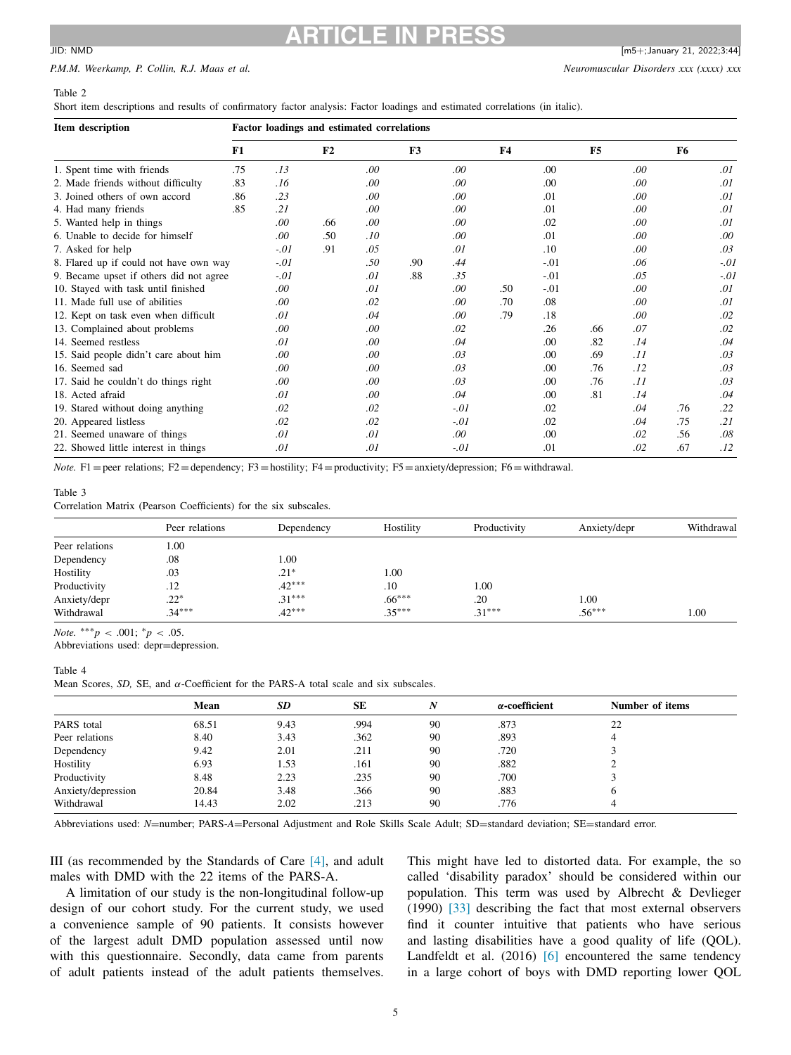Table 2

Short item descriptions and results of confirmatory factor analysis: Factor loadings and estimated correlations (in italic).

| Item description | Factor loadings and estimated correlations | | | | | | | | | | | |
|---|---|---|---|---|---|---|---|---|---|---|---|---|
| | F1 | | F2 | | F3 | | F4 | | F5 | | F6 | |
| 1. Spent time with friends | .75 | *.13* | | *.00* | | *.00* | | .00 | | *.00* | | *.01* |
| 2. Made friends without difficulty | .83 | *.16* | | *.00* | | *.00* | | .00 | | *.00* | | *.01* |
| 3. Joined others of own accord | .86 | *.23* | | *.00* | | *.00* | | .01 | | *.00* | | *.01* |
| 4. Had many friends | .85 | *.21* | | *.00* | | *.00* | | .01 | | *.00* | | *.01* |
| 5. Wanted help in things | | *.00* | .66 | *.00* | | *.00* | | .02 | | *.00* | | *.01* |
| 6. Unable to decide for himself | | *.00* | .50 | *.10* | | *.00* | | .01 | | *.00* | | *.00* |
| 7. Asked for help | | *-.01* | .91 | *.05* | | *.01* | | .10 | | *.00* | | *.03* |
| 8. Flared up if could not have own way | | *-.01* | | *.50* | .90 | *.44* | | -.01 | | *.06* | | *-.01* |
| 9. Became upset if others did not agree | | *-.01* | | *.01* | .88 | *.35* | | -.01 | | *.05* | | *-.01* |
| 10. Stayed with task until finished | | *.00* | | *.01* | | *.00* | .50 | -.01 | | *.00* | | *.01* |
| 11. Made full use of abilities | | *.00* | | *.02* | | *.00* | .70 | .08 | | *.00* | | *.01* |
| 12. Kept on task even when difficult | | *.01* | | *.04* | | *.00* | .79 | .18 | | *.00* | | *.02* |
| 13. Complained about problems | | *.00* | | *.00* | | *.02* | | .26 | .66 | *.07* | | *.02* |
| 14. Seemed restless | | *.01* | | *.00* | | *.04* | | .00 | .82 | *.14* | | *.04* |
| 15. Said people didn't care about him | | *.00* | | *.00* | | *.03* | | .00 | .69 | *.11* | | *.03* |
| 16. Seemed sad | | *.00* | | *.00* | | *.03* | | .00 | .76 | *.12* | | *.03* |
| 17. Said he couldn't do things right | | *.00* | | *.00* | | *.03* | | .00 | .76 | *.11* | | *.03* |
| 18. Acted afraid | | *.01* | | *.00* | | *.04* | | .00 | .81 | *.14* | | *.04* |
| 19. Stared without doing anything | | *.02* | | *.02* | | *-.01* | | .02 | | *.04* | .76 | *.22* |
| 20. Appeared listless | | *.02* | | *.02* | | *-.01* | | .02 | | *.04* | .75 | *.21* |
| 21. Seemed unaware of things | | *.01* | | *.01* | | *.00* | | .00 | | *.02* | .56 | *.08* |
| 22. Showed little interest in things | | *.01* | | *.01* | | *-.01* | | .01 | | *.02* | .67 | *.12* |

*Note.* F1 = peer relations; F2 = dependency; F3 = hostility; F4 = productivity; F5 = anxiety/depression; F6 = withdrawal.

Table 3

Correlation Matrix (Pearson Coefficients) for the six subscales.

| | Peer relations | Dependency | Hostility | Productivity | Anxiety/depr | Withdrawal |
|---|---|---|---|---|---|---|
| Peer relations | 1.00 | | | | | |
| Dependency | .08 | 1.00 | | | | |
| Hostility | .03 | .21* | 1.00 | | | |
| Productivity | .12 | .42*** | .10 | 1.00 | | |
| Anxiety/depr | .22* | .31*** | .66*** | .20 | 1.00 | |
| Withdrawal | .34*** | .42*** | .35*** | .31*** | .56*** | 1.00 |

*Note.* ***$p < .001$; *$p < .05$.

Abbreviations used: depr=depression.

Table 4

Mean Scores, *SD*, SE, and α-Coefficient for the PARS-A total scale and six subscales.

| | Mean | *SD* | SE | *N* | α-coefficient | Number of items |
|---|---|---|---|---|---|---|
| PARS total | 68.51 | 9.43 | .994 | 90 | .873 | 22 |
| Peer relations | 8.40 | 3.43 | .362 | 90 | .893 | 4 |
| Dependency | 9.42 | 2.01 | .211 | 90 | .720 | 3 |
| Hostility | 6.93 | 1.53 | .161 | 90 | .882 | 2 |
| Productivity | 8.48 | 2.23 | .235 | 90 | .700 | 3 |
| Anxiety/depression | 20.84 | 3.48 | .366 | 90 | .883 | 6 |
| Withdrawal | 14.43 | 2.02 | .213 | 90 | .776 | 4 |

Abbreviations used: *N*=number; PARS-*A*=Personal Adjustment and Role Skills Scale Adult; SD=standard deviation; SE=standard error.

III (as recommended by the Standards of Care [4], and adult males with DMD with the 22 items of the PARS-A.

A limitation of our study is the non-longitudinal follow-up design of our cohort study. For the current study, we used a convenience sample of 90 patients. It consists however of the largest adult DMD population assessed until now with this questionnaire. Secondly, data came from parents of adult patients instead of the adult patients themselves. This might have led to distorted data. For example, the so called 'disability paradox' should be considered within our population. This term was used by Albrecht & Devlieger (1990) [33] describing the fact that most external observers find it counter intuitive that patients who have serious and lasting disabilities have a good quality of life (QOL). Landfeldt et al. (2016) [6] encountered the same tendency in a large cohort of boys with DMD reporting lower QOL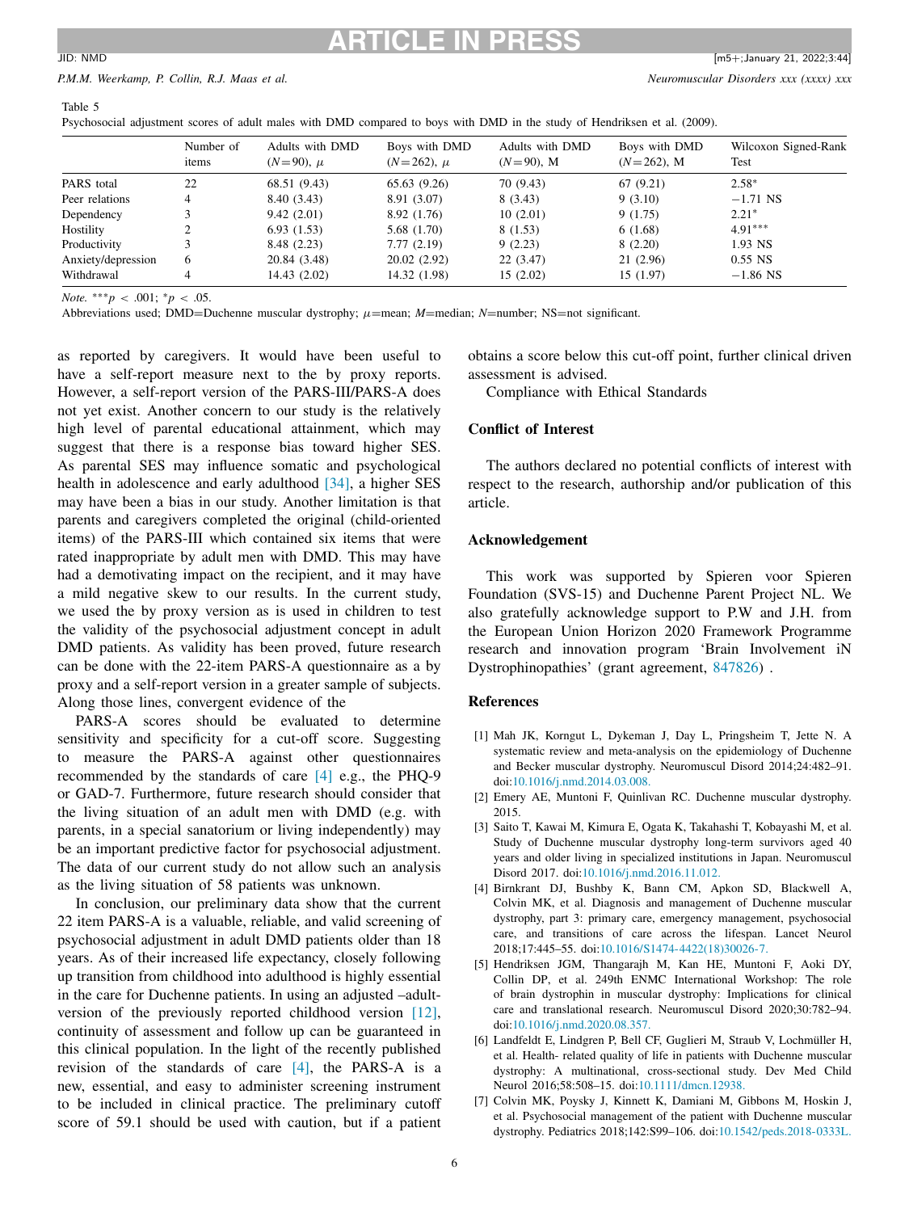Table 5
Psychosocial adjustment scores of adult males with DMD compared to boys with DMD in the study of Hendriksen et al. (2009).

| | Number of items | Adults with DMD ($N$=90), $\mu$ | Boys with DMD ($N$=262), $\mu$ | Adults with DMD ($N$=90), M | Boys with DMD ($N$=262), M | Wilcoxon Signed-Rank Test |
|---|---|---|---|---|---|---|
| PARS total | 22 | 68.51 (9.43) | 65.63 (9.26) | 70 (9.43) | 67 (9.21) | 2.58* |
| Peer relations | 4 | 8.40 (3.43) | 8.91 (3.07) | 8 (3.43) | 9 (3.10) | −1.71 NS |
| Dependency | 3 | 9.42 (2.01) | 8.92 (1.76) | 10 (2.01) | 9 (1.75) | 2.21* |
| Hostility | 2 | 6.93 (1.53) | 5.68 (1.70) | 8 (1.53) | 6 (1.68) | 4.91*** |
| Productivity | 3 | 8.48 (2.23) | 7.77 (2.19) | 9 (2.23) | 8 (2.20) | 1.93 NS |
| Anxiety/depression | 6 | 20.84 (3.48) | 20.02 (2.92) | 22 (3.47) | 21 (2.96) | 0.55 NS |
| Withdrawal | 4 | 14.43 (2.02) | 14.32 (1.98) | 15 (2.02) | 15 (1.97) | −1.86 NS |

*Note.* ***$p < .001$; *$p < .05$.
Abbreviations used; DMD=Duchenne muscular dystrophy; $\mu$=mean; $M$=median; $N$=number; NS=not significant.

as reported by caregivers. It would have been useful to have a self-report measure next to the by proxy reports. However, a self-report version of the PARS-III/PARS-A does not yet exist. Another concern to our study is the relatively high level of parental educational attainment, which may suggest that there is a response bias toward higher SES. As parental SES may influence somatic and psychological health in adolescence and early adulthood [34], a higher SES may have been a bias in our study. Another limitation is that parents and caregivers completed the original (child-oriented items) of the PARS-III which contained six items that were rated inappropriate by adult men with DMD. This may have had a demotivating impact on the recipient, and it may have a mild negative skew to our results. In the current study, we used the by proxy version as is used in children to test the validity of the psychosocial adjustment concept in adult DMD patients. As validity has been proved, future research can be done with the 22-item PARS-A questionnaire as a by proxy and a self-report version in a greater sample of subjects. Along those lines, convergent evidence of the

PARS-A scores should be evaluated to determine sensitivity and specificity for a cut-off score. Suggesting to measure the PARS-A against other questionnaires recommended by the standards of care [4] e.g., the PHQ-9 or GAD-7. Furthermore, future research should consider that the living situation of an adult men with DMD (e.g. with parents, in a special sanatorium or living independently) may be an important predictive factor for psychosocial adjustment. The data of our current study do not allow such an analysis as the living situation of 58 patients was unknown.

In conclusion, our preliminary data show that the current 22 item PARS-A is a valuable, reliable, and valid screening of psychosocial adjustment in adult DMD patients older than 18 years. As of their increased life expectancy, closely following up transition from childhood into adulthood is highly essential in the care for Duchenne patients. In using an adjusted –adult-version of the previously reported childhood version [12], continuity of assessment and follow up can be guaranteed in this clinical population. In the light of the recently published revision of the standards of care [4], the PARS-A is a new, essential, and easy to administer screening instrument to be included in clinical practice. The preliminary cutoff score of 59.1 should be used with caution, but if a patient obtains a score below this cut-off point, further clinical driven assessment is advised.

Compliance with Ethical Standards

## Conflict of Interest

The authors declared no potential conflicts of interest with respect to the research, authorship and/or publication of this article.

## Acknowledgement

This work was supported by Spieren voor Spieren Foundation (SVS-15) and Duchenne Parent Project NL. We also gratefully acknowledge support to P.W and J.H. from the European Union Horizon 2020 Framework Programme research and innovation program 'Brain Involvement iN Dystrophinopathies' (grant agreement, 847826) .

## References

[1] Mah JK, Korngut L, Dykeman J, Day L, Pringsheim T, Jette N. A systematic review and meta-analysis on the epidemiology of Duchenne and Becker muscular dystrophy. Neuromuscul Disord 2014;24:482–91. doi:10.1016/j.nmd.2014.03.008.

[2] Emery AE, Muntoni F, Quinlivan RC. Duchenne muscular dystrophy. 2015.

[3] Saito T, Kawai M, Kimura E, Ogata K, Takahashi T, Kobayashi M, et al. Study of Duchenne muscular dystrophy long-term survivors aged 40 years and older living in specialized institutions in Japan. Neuromuscul Disord 2017. doi:10.1016/j.nmd.2016.11.012.

[4] Birnkrant DJ, Bushby K, Bann CM, Apkon SD, Blackwell A, Colvin MK, et al. Diagnosis and management of Duchenne muscular dystrophy, part 3: primary care, emergency management, psychosocial care, and transitions of care across the lifespan. Lancet Neurol 2018;17:445–55. doi:10.1016/S1474-4422(18)30026-7.

[5] Hendriksen JGM, Thangarajh M, Kan HE, Muntoni F, Aoki DY, Collin DP, et al. 249th ENMC International Workshop: The role of brain dystrophin in muscular dystrophy: Implications for clinical care and translational research. Neuromuscul Disord 2020;30:782–94. doi:10.1016/j.nmd.2020.08.357.

[6] Landfeldt E, Lindgren P, Bell CF, Guglieri M, Straub V, Lochmüller H, et al. Health- related quality of life in patients with Duchenne muscular dystrophy: A multinational, cross-sectional study. Dev Med Child Neurol 2016;58:508–15. doi:10.1111/dmcn.12938.

[7] Colvin MK, Poysky J, Kinnett K, Damiani M, Gibbons M, Hoskin J, et al. Psychosocial management of the patient with Duchenne muscular dystrophy. Pediatrics 2018;142:S99–106. doi:10.1542/peds.2018-0333L.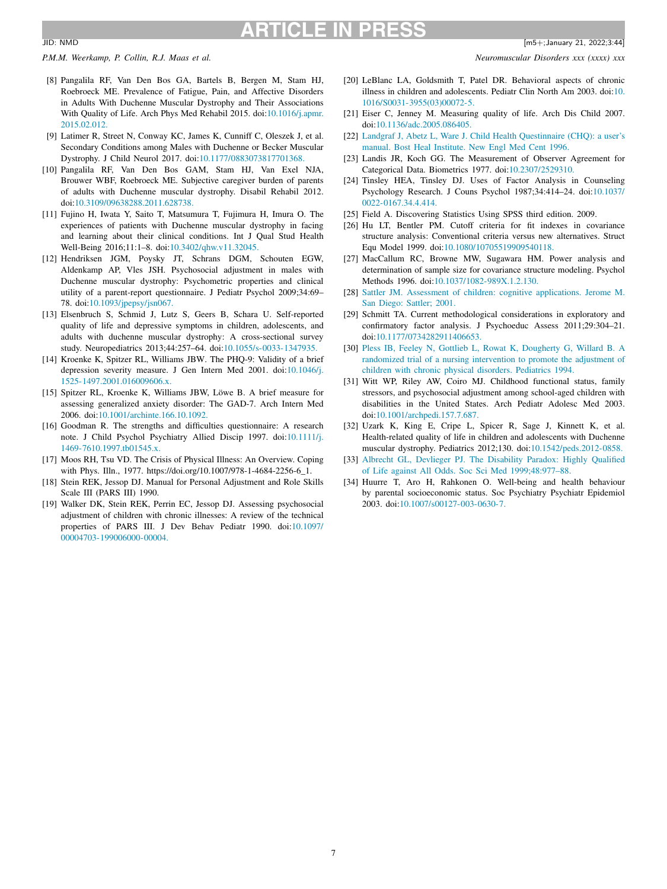[8] Pangalila RF, Van Den Bos GA, Bartels B, Bergen M, Stam HJ, Roebroeck ME. Prevalence of Fatigue, Pain, and Affective Disorders in Adults With Duchenne Muscular Dystrophy and Their Associations With Quality of Life. Arch Phys Med Rehabil 2015. doi:10.1016/j.apmr.2015.02.012.

[9] Latimer R, Street N, Conway KC, James K, Cunniff C, Oleszek J, et al. Secondary Conditions among Males with Duchenne or Becker Muscular Dystrophy. J Child Neurol 2017. doi:10.1177/0883073817701368.

[10] Pangalila RF, Van Den Bos GAM, Stam HJ, Van Exel NJA, Brouwer WBF, Roebroeck ME. Subjective caregiver burden of parents of adults with Duchenne muscular dystrophy. Disabil Rehabil 2012. doi:10.3109/09638288.2011.628738.

[11] Fujino H, Iwata Y, Saito T, Matsumura T, Fujimura H, Imura O. The experiences of patients with Duchenne muscular dystrophy in facing and learning about their clinical conditions. Int J Qual Stud Health Well-Being 2016;11:1–8. doi:10.3402/qhw.v11.32045.

[12] Hendriksen JGM, Poysky JT, Schrans DGM, Schouten EGW, Aldenkamp AP, Vles JSH. Psychosocial adjustment in males with Duchenne muscular dystrophy: Psychometric properties and clinical utility of a parent-report questionnaire. J Pediatr Psychol 2009;34:69–78. doi:10.1093/jpepsy/jsn067.

[13] Elsenbruch S, Schmid J, Lutz S, Geers B, Schara U. Self-reported quality of life and depressive symptoms in children, adolescents, and adults with duchenne muscular dystrophy: A cross-sectional survey study. Neuropediatrics 2013;44:257–64. doi:10.1055/s-0033-1347935.

[14] Kroenke K, Spitzer RL, Williams JBW. The PHQ-9: Validity of a brief depression severity measure. J Gen Intern Med 2001. doi:10.1046/j.1525-1497.2001.016009606.x.

[15] Spitzer RL, Kroenke K, Williams JBW, Löwe B. A brief measure for assessing generalized anxiety disorder: The GAD-7. Arch Intern Med 2006. doi:10.1001/archinte.166.10.1092.

[16] Goodman R. The strengths and difficulties questionnaire: A research note. J Child Psychol Psychiatry Allied Discip 1997. doi:10.1111/j.1469-7610.1997.tb01545.x.

[17] Moos RH, Tsu VD. The Crisis of Physical Illness: An Overview. Coping with Phys. Illn., 1977. https://doi.org/10.1007/978-1-4684-2256-6_1.

[18] Stein REK, Jessop DJ. Manual for Personal Adjustment and Role Skills Scale III (PARS III) 1990.

[19] Walker DK, Stein REK, Perrin EC, Jessop DJ. Assessing psychosocial adjustment of children with chronic illnesses: A review of the technical properties of PARS III. J Dev Behav Pediatr 1990. doi:10.1097/00004703-199006000-00004.

[20] LeBlanc LA, Goldsmith T, Patel DR. Behavioral aspects of chronic illness in children and adolescents. Pediatr Clin North Am 2003. doi:10.1016/S0031-3955(03)00072-5.

[21] Eiser C, Jenney M. Measuring quality of life. Arch Dis Child 2007. doi:10.1136/adc.2005.086405.

[22] Landgraf J, Abetz L, Ware J. Child Health Questinnaire (CHQ): a user's manual. Bost Heal Institute. New Engl Med Cent 1996.

[23] Landis JR, Koch GG. The Measurement of Observer Agreement for Categorical Data. Biometrics 1977. doi:10.2307/2529310.

[24] Tinsley HEA, Tinsley DJ. Uses of Factor Analysis in Counseling Psychology Research. J Couns Psychol 1987;34:414–24. doi:10.1037/0022-0167.34.4.414.

[25] Field A. Discovering Statistics Using SPSS third edition. 2009.

[26] Hu LT, Bentler PM. Cutoff criteria for fit indexes in covariance structure analysis: Conventional criteria versus new alternatives. Struct Equ Model 1999. doi:10.1080/10705519909540118.

[27] MacCallum RC, Browne MW, Sugawara HM. Power analysis and determination of sample size for covariance structure modeling. Psychol Methods 1996. doi:10.1037/1082-989X.1.2.130.

[28] Sattler JM. Assessment of children: cognitive applications. Jerome M. San Diego: Sattler; 2001.

[29] Schmitt TA. Current methodological considerations in exploratory and confirmatory factor analysis. J Psychoeduc Assess 2011;29:304–21. doi:10.1177/0734282911406653.

[30] Pless IB, Feeley N, Gottlieb L, Rowat K, Dougherty G, Willard B. A randomized trial of a nursing intervention to promote the adjustment of children with chronic physical disorders. Pediatrics 1994.

[31] Witt WP, Riley AW, Coiro MJ. Childhood functional status, family stressors, and psychosocial adjustment among school-aged children with disabilities in the United States. Arch Pediatr Adolesc Med 2003. doi:10.1001/archpedi.157.7.687.

[32] Uzark K, King E, Cripe L, Spicer R, Sage J, Kinnett K, et al. Health-related quality of life in children and adolescents with Duchenne muscular dystrophy. Pediatrics 2012;130. doi:10.1542/peds.2012-0858.

[33] Albrecht GL, Devlieger PJ. The Disability Paradox: Highly Qualified of Life against All Odds. Soc Sci Med 1999;48:977–88.

[34] Huurre T, Aro H, Rahkonen O. Well-being and health behaviour by parental socioeconomic status. Soc Psychiatry Psychiatr Epidemiol 2003. doi:10.1007/s00127-003-0630-7.